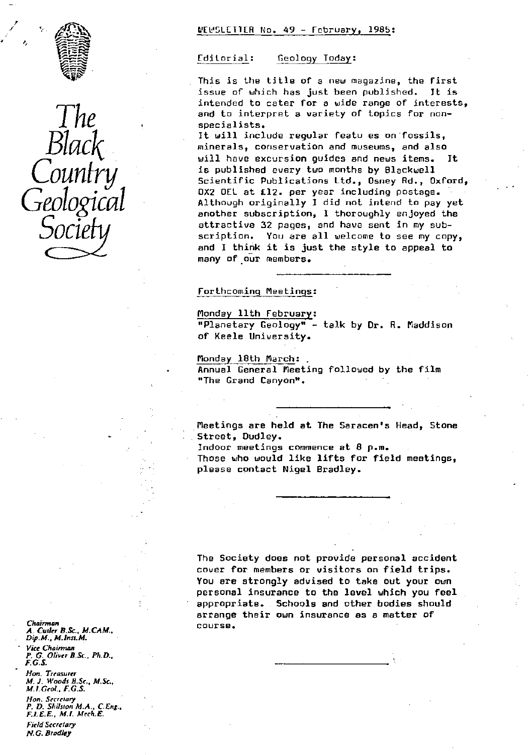# The Black Country Geological Society

NEWSLETTER No. 49 - February, 1985:

## Editorial: Geology Today:

This is the title of a new magazine, the first issue of which has just been published. It is intended to cater for a wide range of interests, and to interpret a variety of topics for non-specialists.

It will include regular featu es on fossils, minerals, conservation and museums, and also will have excursion guides and news items. It is published every two months by Blackwell Scientific Publications Ltd., Osney Rd., Oxford, OX2 OEL at £12. per year including postage. Although originally I did not intend to pay yet another subscription, I thoroughly enjoyed the attractive 32 pages, and have sent in my subscription. You are all welcome to see my copy, and I think it is just the style to appeal to many of our members.

---

## Forthcoming Meetings:

Monday 11th February:
"Planetary Geology" - talk by Dr. R. Maddison of Keele University.

Monday 18th March:
Annual General Meeting followed by the film "The Grand Canyon".

---

Meetings are held at The Saracen's Head, Stone Street, Dudley.
Indoor meetings commence at 8 p.m.
Those who would like lifts for field meetings, please contact Nigel Bradley.

---

The Society does not provide personal accident cover for members or visitors on field trips. You are strongly advised to take out your own personal insurance to the level which you feel appropriate. Schools and other bodies should arrange their own insurance as a matter of course.

---

*Chairman*
*A. Cutler B.Sc., M.CAM., Dip.M., M.Inst.M.*

*Vice Chairman*
*P. G. Oliver B.Sc., Ph.D., F.G.S.*

*Hon. Treasurer*
*M. J. Woods B.Sc., M.Sc., M.I.Geol., F.G.S.*

*Hon. Secretary*
*P. D. Shilston M.A., C.Eng., F.I.E.E., M.I. Mech.E.*

*Field Secretary*
*N.G. Bradley*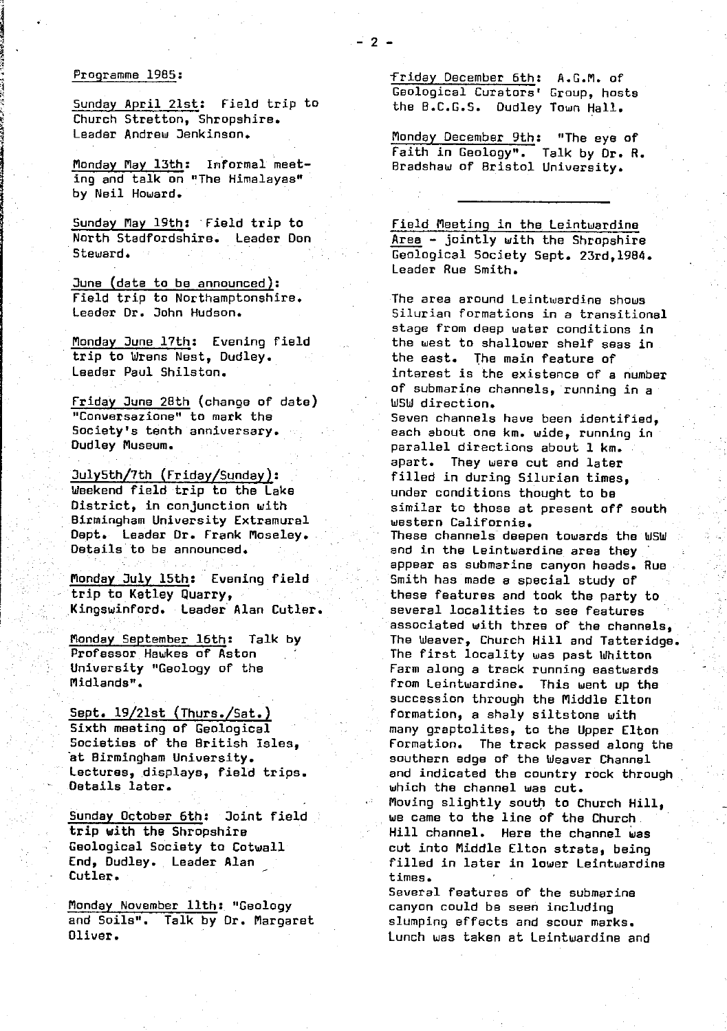Programme 1985:

Sunday April 21st: Field trip to Church Stretton, Shropshire. Leader Andrew Jenkinson.

Monday May 13th: Informal meeting and talk on "The Himalayas" by Neil Howard.

Sunday May 19th: Field trip to North Stadfordshire. Leader Don Steward.

June (date to be announced): Field trip to Northamptonshire. Leader Dr. John Hudson.

Monday June 17th: Evening field trip to Wrens Nest, Dudley. Leader Paul Shilston.

Friday June 28th (change of date) "Conversazione" to mark the Society's tenth anniversary. Dudley Museum.

July5th/7th (Friday/Sunday): Weekend field trip to the Lake District, in conjunction with Birmingham University Extramural Dept. Leader Dr. Frank Moseley. Details to be announced.

Monday July 15th: Evening field trip to Ketley Quarry, Kingswinford. Leader Alan Cutler.

Monday September 16th: Talk by Professor Hawkes of Aston University "Geology of the Midlands".

Sept. 19/21st (Thurs./Sat.) Sixth meeting of Geological Societies of the British Isles, at Birmingham University. Lectures, displays, field trips. Details later.

Sunday October 6th: Joint field trip with the Shropshire Geological Society to Cotwall End, Dudley. Leader Alan Cutler.

Monday November 11th: "Geology and Soils". Talk by Dr. Margaret Oliver.

Friday December 6th: A.G.M. of Geological Curators' Group, hosts the B.C.G.S. Dudley Town Hall.

Monday December 9th: "The eye of Faith in Geology". Talk by Dr. R. Bradshaw of Bristol University.

---

Field Meeting in the Leintwardine Area - jointly with the Shropshire Geological Society Sept. 23rd,1984. Leader Rue Smith.

The area around Leintwardine shows Silurian formations in a transitional stage from deep water conditions in the west to shallower shelf seas in the east. The main feature of interest is the existence of a number of submarine channels, running in a WSW direction.

Seven channels have been identified, each about one km. wide, running in parallel directions about 1 km. apart. They were cut and later filled in during Silurian times, under conditions thought to be similar to those at present off south western California.

These channels deepen towards the WSW and in the Leintwardine area they appear as submarine canyon heads. Rue Smith has made a special study of these features and took the party to several localities to see features associated with three of the channels, The Weaver, Church Hill and Tatteridge. The first locality was past Whitton Farm along a track running eastwards from Leintwardine. This went up the succession through the Middle Elton formation, a shaly siltstone with many graptolites, to the Upper Elton Formation. The track passed along the southern edge of the Weaver Channel and indicated the country rock through which the channel was cut.

Moving slightly south to Church Hill, we came to the line of the Church Hill channel. Here the channel was cut into Middle Elton strata, being filled in later in lower Leintwardine times.

Several features of the submarine canyon could be seen including slumping effects and scour marks. Lunch was taken at Leintwardine and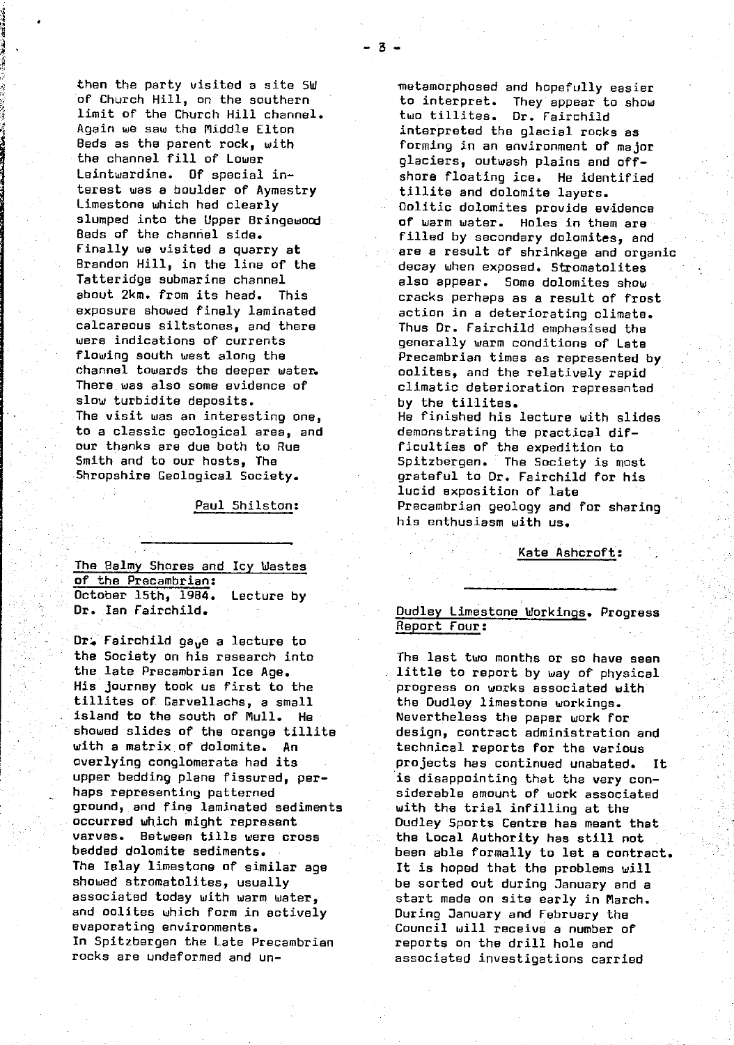then the party visited a site SW of Church Hill, on the southern limit of the Church Hill channel. Again we saw the Middle Elton Beds as the parent rock, with the channel fill of Lower Leintwardine. Of special interest was a boulder of Aymestry Limestone which had clearly slumped into the Upper Bringewood Beds of the channel side. Finally we visited a quarry at Brandon Hill, in the line of the Tatteridge submarine channel about 2km. from its head. This exposure showed finely laminated calcareous siltstones, and there were indications of currents flowing south west along the channel towards the deeper water. There was also some evidence of slow turbidite deposits. The visit was an interesting one, to a classic geological area, and our thanks are due both to Rue Smith and to our hosts, The Shropshire Geological Society.

Paul Shilston:

---

**The Balmy Shores and Icy Wastes of the Precambrian:**
October 15th, 1984. Lecture by Dr. Ian Fairchild.

Dr. Fairchild gave a lecture to the Society on his research into the late Precambrian Ice Age. His journey took us first to the tillites of Garvellachs, a small island to the south of Mull. He showed slides of the orange tillite with a matrix of dolomite. An overlying conglomerate had its upper bedding plane fissured, perhaps representing patterned ground, and fine laminated sediments occurred which might represent varves. Between tills were cross bedded dolomite sediments. The Islay limestone of similar age showed stromatolites, usually associated today with warm water, and oolites which form in actively evaporating environments. In Spitzbergen the Late Precambrian rocks are undeformed and unmetamorphosed and hopefully easier to interpret. They appear to show two tillites. Dr. Fairchild interpreted the glacial rocks as forming in an environment of major glaciers, outwash plains and offshore floating ice. He identified tillite and dolomite layers. Oolitic dolomites provide evidence of warm water. Holes in them are filled by secondary dolomites, and are a result of shrinkage and organic decay when exposed. Stromatolites also appear. Some dolomites show cracks perhaps as a result of frost action in a deteriorating climate. Thus Dr. Fairchild emphasised the generally warm conditions of Late Precambrian times as represented by oolites, and the relatively rapid climatic deterioration represented by the tillites. He finished his lecture with slides demonstrating the practical difficulties of the expedition to Spitzbergen. The Society is most grateful to Dr. Fairchild for his lucid exposition of late Precambrian geology and for sharing his enthusiasm with us.

Kate Ashcroft:

---

**Dudley Limestone Workings. Progress Report Four:**

The last two months or so have seen little to report by way of physical progress on works associated with the Dudley limestone workings. Nevertheless the paper work for design, contract administration and technical reports for the various projects has continued unabated. It is disappointing that the very considerable amount of work associated with the trial infilling at the Dudley Sports Centre has meant that the Local Authority has still not been able formally to let a contract. It is hoped that the problems will be sorted out during January and a start made on site early in March. During January and February the Council will receive a number of reports on the drill hole and associated investigations carried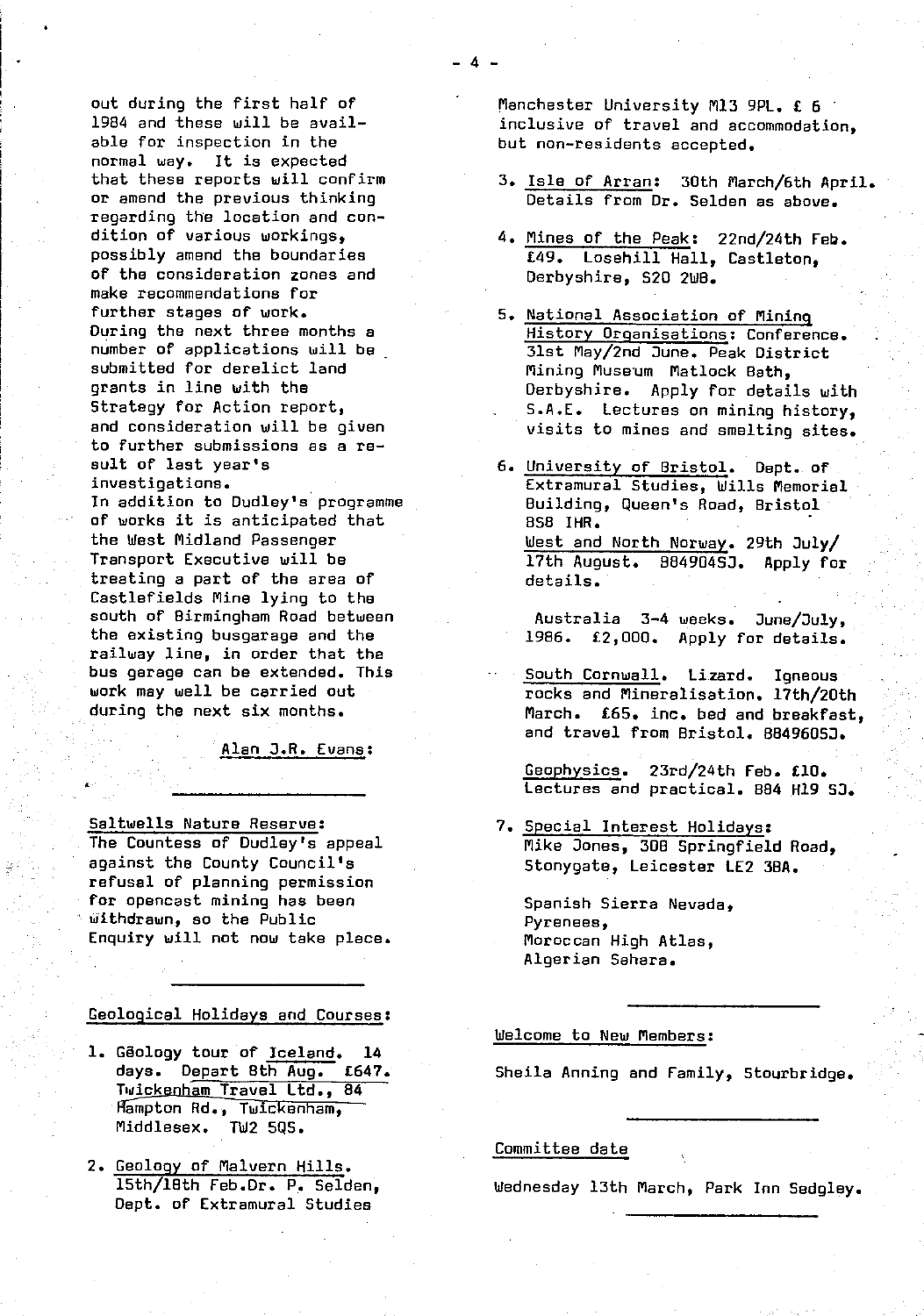out during the first half of 1984 and these will be available for inspection in the normal way. It is expected that these reports will confirm or amend the previous thinking regarding the location and condition of various workings, possibly amend the boundaries of the consideration zones and make recommendations for further stages of work.
During the next three months a number of applications will be submitted for derelict land grants in line with the Strategy for Action report, and consideration will be given to further submissions as a result of last year's investigations.
In addition to Dudley's programme of works it is anticipated that the West Midland Passenger Transport Executive will be treating a part of the area of Castlefields Mine lying to the south of Birmingham Road between the existing busgarage and the railway line, in order that the bus garage can be extended. This work may well be carried out during the next six months.

Alan J.R. Evans:

---

Saltwells Nature Reserve:
The Countess of Dudley's appeal against the County Council's refusal of planning permission for opencast mining has been withdrawn, so the Public Enquiry will not now take place.

---

Geological Holidays and Courses:

1. Gĕology tour of Iceland. 14 days. Depart 8th Aug. £647. Twickenham Travel Ltd., 84 Hampton Rd., Twickenham, Middlesex. TW2 5QS.

2. Geology of Malvern Hills. 15th/18th Feb.Dr. P. Selden, Dept. of Extramural Studies Manchester University M13 9PL. £ 6 inclusive of travel and accommodation, but non-residents accepted.

3. Isle of Arran: 30th March/6th April. Details from Dr. Selden as above.

4. Mines of the Peak: 22nd/24th Feb. £49. Losehill Hall, Castleton, Derbyshire, S20 2WB.

5. National Association of Mining History Organisations: Conference. 31st May/2nd June. Peak District Mining Museum Matlock Bath, Derbyshire. Apply for details with S.A.E. Lectures on mining history, visits to mines and smelting sites.

6. University of Bristol. Dept. of Extramural Studies, Wills Memorial Building, Queen's Road, Bristol BS8 IHR.
West and North Norway. 29th July/ 17th August. B84904SJ. Apply for details.

   Australia 3-4 weeks. June/July, 1986. £2,000. Apply for details.

   South Cornwall. Lizard. Igneous rocks and Mineralisation. 17th/20th March. £65. inc. bed and breakfast, and travel from Bristol. B8496O5J.

   Geophysics. 23rd/24th Feb. £10. Lectures and practical. B84 H19 SJ.

7. Special Interest Holidays: Mike Jones, 308 Springfield Road, Stonygate, Leicester LE2 3BA.

   Spanish Sierra Nevada,
   Pyrenees,
   Moroccan High Atlas,
   Algerian Sahara.

---

Welcome to New Members:

Sheila Anning and Family, Stourbridge.

---

Committee date

Wednesday 13th March, Park Inn Sedgley.

---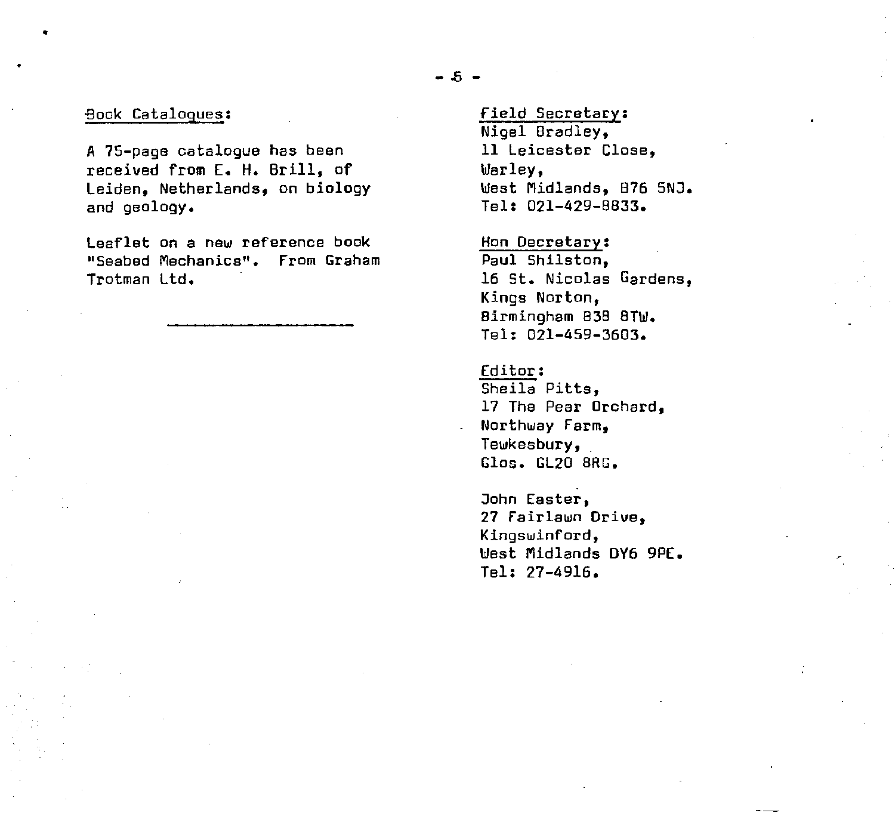## Book Catalogues:

A 75-page catalogue has been received from E. H. Brill, of Leiden, Netherlands, on biology and geology.

Leaflet on a new reference book "Seabed Mechanics". From Graham Trotman Ltd.

---

**Field Secretary:**
Nigel Bradley,
11 Leicester Close,
Warley,
West Midlands, B76 5NJ.
Tel: 021-429-8833.

**Hon Decretary:**
Paul Shilston,
16 St. Nicolas Gardens,
Kings Norton,
Birmingham B38 8TW.
Tel: 021-459-3603.

**Editor:**
Sheila Pitts,
17 The Pear Orchard,
Northway Farm,
Tewkesbury,
Glos. GL20 8RG.

John Easter,
27 Fairlawn Drive,
Kingswinford,
West Midlands DY6 9PE.
Tel: 27-4916.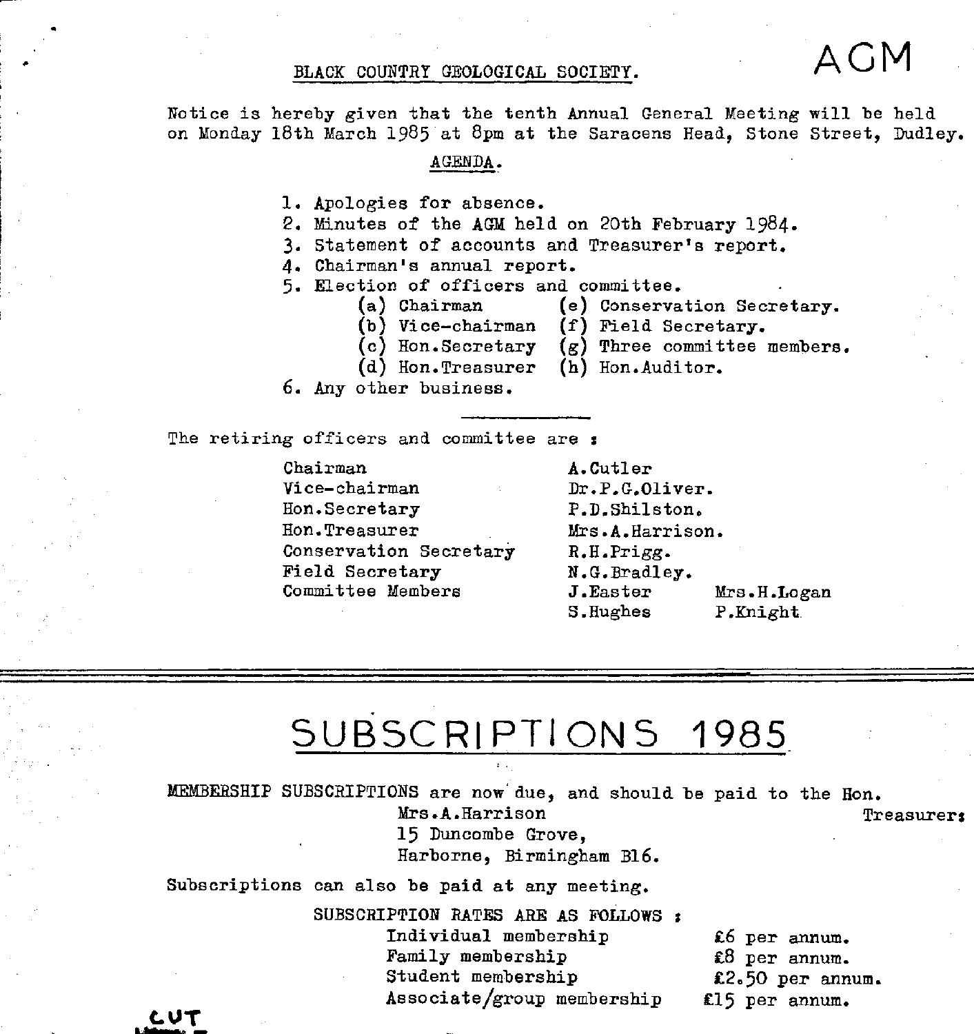# AGM

## BLACK COUNTRY GEOLOGICAL SOCIETY.

Notice is hereby given that the tenth Annual General Meeting will be held on Monday 18th March 1985 at 8pm at the Saracens Head, Stone Street, Dudley.

### AGENDA.

1. Apologies for absence.
2. Minutes of the AGM held on 20th February 1984.
3. Statement of accounts and Treasurer's report.
4. Chairman's annual report.
5. Election of officers and committee.
   - (a) Chairman
   - (b) Vice-chairman
   - (c) Hon.Secretary
   - (d) Hon.Treasurer
   - (e) Conservation Secretary.
   - (f) Field Secretary.
   - (g) Three committee members.
   - (h) Hon.Auditor.
6. Any other business.

---

The retiring officers and committee are :

| | | |
|---|---|---|
| Chairman | A.Cutler | |
| Vice-chairman | Dr.P.G.Oliver. | |
| Hon.Secretary | P.D.Shilston. | |
| Hon.Treasurer | Mrs.A.Harrison. | |
| Conservation Secretary | R.H.Prigg. | |
| Field Secretary | N.G.Bradley. | |
| Committee Members | J.Easter | Mrs.H.Logan |
| | S.Hughes | P.Knight |

---

# SUBSCRIPTIONS 1985

MEMBERSHIP SUBSCRIPTIONS are now due, and should be paid to the Hon. Treasurer:

Mrs.A.Harrison
15 Duncombe Grove,
Harborne, Birmingham B16.

Subscriptions can also be paid at any meeting.

SUBSCRIPTION RATES ARE AS FOLLOWS :

| | |
|---|---|
| Individual membership | £6 per annum. |
| Family membership | £8 per annum. |
| Student membership | £2.50 per annum. |
| Associate/group membership | £15 per annum. |

CUT